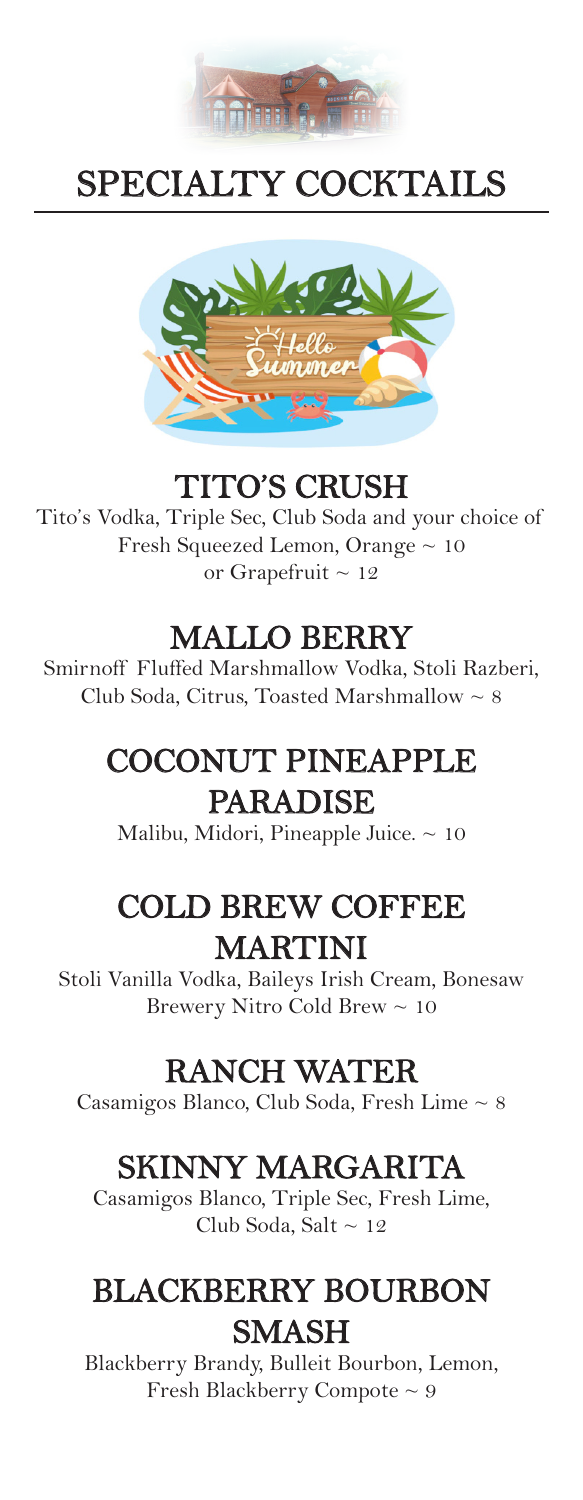# SPECIALTY COCKTAILS

## TITO'S CRUSH

Tito's Vodka, Triple Sec, Club Soda and your choice of Fresh Squeezed Lemon, Orange ~ 10 or Grapefruit ~ 12

## MALLO BERRY

Smirnoff Fluffed Marshmallow Vodka, Stoli Razberi, Club Soda, Citrus, Toasted Marshmallow ~ 8

## COCONUT PINEAPPLE PARADISE

Malibu, Midori, Pineapple Juice. ~ 10

## COLD BREW COFFEE MARTINI

Stoli Vanilla Vodka, Baileys Irish Cream, Bonesaw Brewery Nitro Cold Brew ~ 10

## RANCH WATER

Casamigos Blanco, Club Soda, Fresh Lime ~ 8

## SKINNY MARGARITA

Casamigos Blanco, Triple Sec, Fresh Lime, Club Soda, Salt ~ 12

## BLACKBERRY BOURBON SMASH

Blackberry Brandy, Bulleit Bourbon, Lemon, Fresh Blackberry Compote ~ 9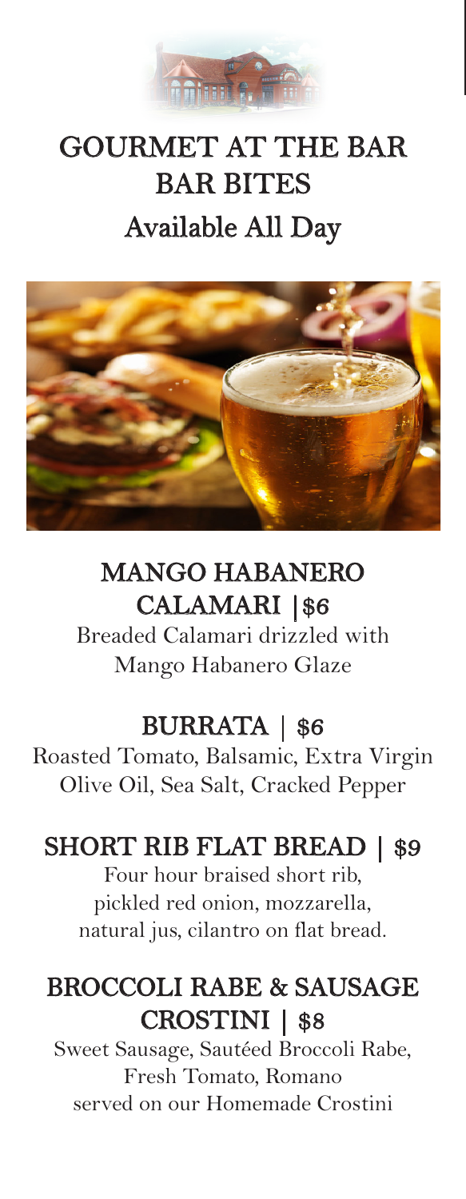# GOURMET AT THE BAR
# BAR BITES
## Available All Day

### MANGO HABANERO CALAMARI | $6

Breaded Calamari drizzled with Mango Habanero Glaze

### BURRATA | $6

Roasted Tomato, Balsamic, Extra Virgin Olive Oil, Sea Salt, Cracked Pepper

### SHORT RIB FLAT BREAD | $9

Four hour braised short rib, pickled red onion, mozzarella, natural jus, cilantro on flat bread.

### BROCCOLI RABE & SAUSAGE CROSTINI | $8

Sweet Sausage, Sautéed Broccoli Rabe, Fresh Tomato, Romano served on our Homemade Crostini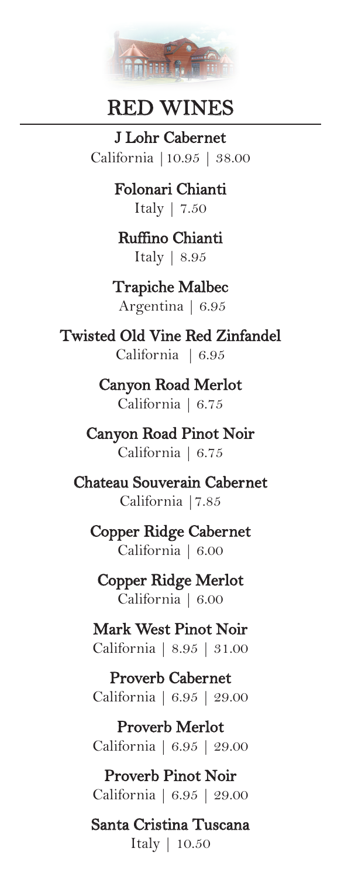# RED WINES

**J Lohr Cabernet**
California | 10.95 | 38.00

**Folonari Chianti**
Italy | 7.50

**Ruffino Chianti**
Italy | 8.95

**Trapiche Malbec**
Argentina | 6.95

**Twisted Old Vine Red Zinfandel**
California | 6.95

**Canyon Road Merlot**
California | 6.75

**Canyon Road Pinot Noir**
California | 6.75

**Chateau Souverain Cabernet**
California | 7.85

**Copper Ridge Cabernet**
California | 6.00

**Copper Ridge Merlot**
California | 6.00

**Mark West Pinot Noir**
California | 8.95 | 31.00

**Proverb Cabernet**
California | 6.95 | 29.00

**Proverb Merlot**
California | 6.95 | 29.00

**Proverb Pinot Noir**
California | 6.95 | 29.00

**Santa Cristina Tuscana**
Italy | 10.50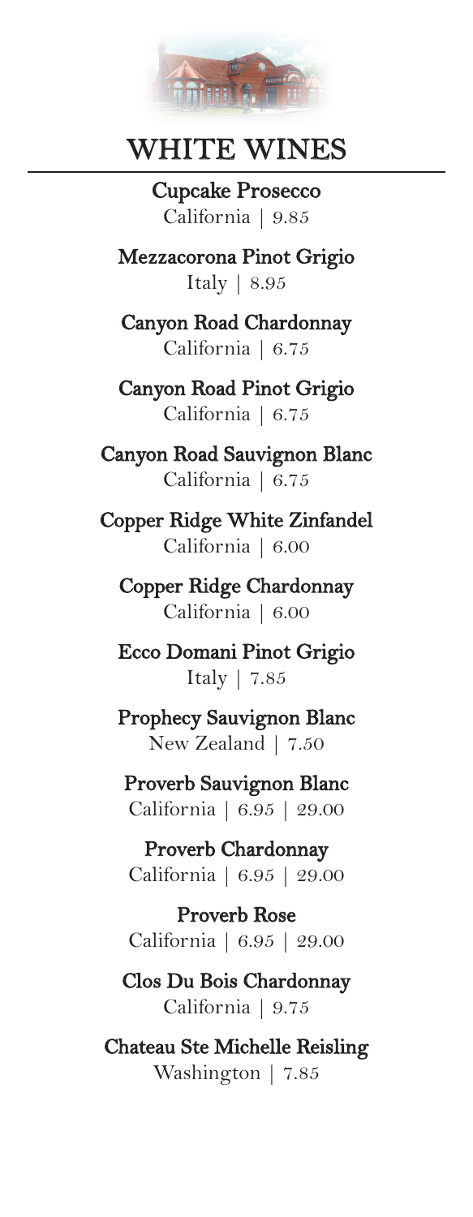# WHITE WINES

**Cupcake Prosecco**
California | 9.85

**Mezzacorona Pinot Grigio**
Italy | 8.95

**Canyon Road Chardonnay**
California | 6.75

**Canyon Road Pinot Grigio**
California | 6.75

**Canyon Road Sauvignon Blanc**
California | 6.75

**Copper Ridge White Zinfandel**
California | 6.00

**Copper Ridge Chardonnay**
California | 6.00

**Ecco Domani Pinot Grigio**
Italy | 7.85

**Prophecy Sauvignon Blanc**
New Zealand | 7.50

**Proverb Sauvignon Blanc**
California | 6.95 | 29.00

**Proverb Chardonnay**
California | 6.95 | 29.00

**Proverb Rose**
California | 6.95 | 29.00

**Clos Du Bois Chardonnay**
California | 9.75

**Chateau Ste Michelle Reisling**
Washington | 7.85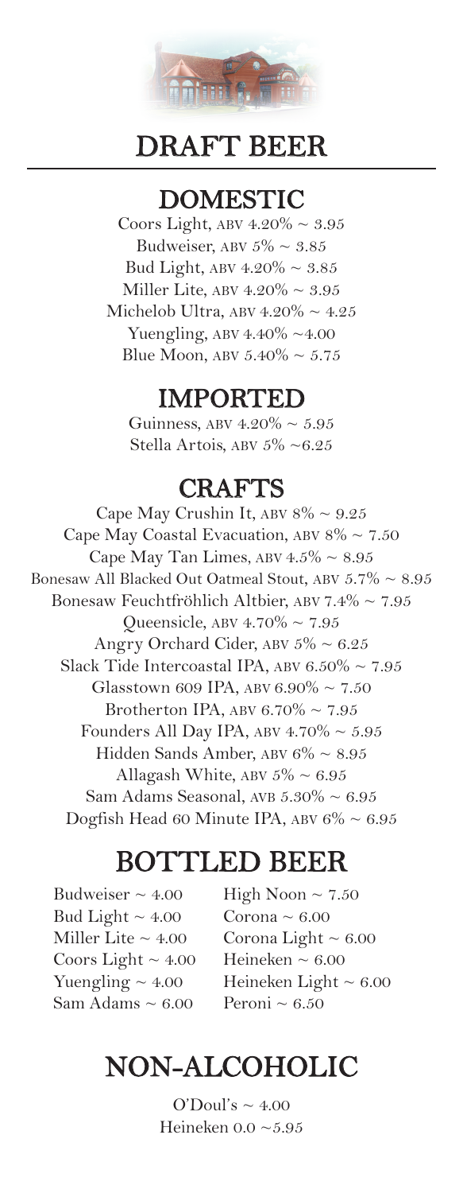# DRAFT BEER

## DOMESTIC

Coors Light, ABV 4.20% ~ 3.95
Budweiser, ABV 5% ~ 3.85
Bud Light, ABV 4.20% ~ 3.85
Miller Lite, ABV 4.20% ~ 3.95
Michelob Ultra, ABV 4.20% ~ 4.25
Yuengling, ABV 4.40% ~4.00
Blue Moon, ABV 5.40% ~ 5.75

## IMPORTED

Guinness, ABV 4.20% ~ 5.95
Stella Artois, ABV 5% ~6.25

## CRAFTS

Cape May Crushin It, ABV 8% ~ 9.25
Cape May Coastal Evacuation, ABV 8% ~ 7.50
Cape May Tan Limes, ABV 4.5% ~ 8.95
Bonesaw All Blacked Out Oatmeal Stout, ABV 5.7% ~ 8.95
Bonesaw Feuchtfröhlich Altbier, ABV 7.4% ~ 7.95
Queensicle, ABV 4.70% ~ 7.95
Angry Orchard Cider, ABV 5% ~ 6.25
Slack Tide Intercoastal IPA, ABV 6.50% ~ 7.95
Glasstown 609 IPA, ABV 6.90% ~ 7.50
Brotherton IPA, ABV 6.70% ~ 7.95
Founders All Day IPA, ABV 4.70% ~ 5.95
Hidden Sands Amber, ABV 6% ~ 8.95
Allagash White, ABV 5% ~ 6.95
Sam Adams Seasonal, AVB 5.30% ~ 6.95
Dogfish Head 60 Minute IPA, ABV 6% ~ 6.95

# BOTTLED BEER

Budweiser ~ 4.00
Bud Light ~ 4.00
Miller Lite ~ 4.00
Coors Light ~ 4.00
Yuengling ~ 4.00
Sam Adams ~ 6.00
High Noon ~ 7.50
Corona ~ 6.00
Corona Light ~ 6.00
Heineken ~ 6.00
Heineken Light ~ 6.00
Peroni ~ 6.50

# NON-ALCOHOLIC

O'Doul's ~ 4.00
Heineken 0.0 ~5.95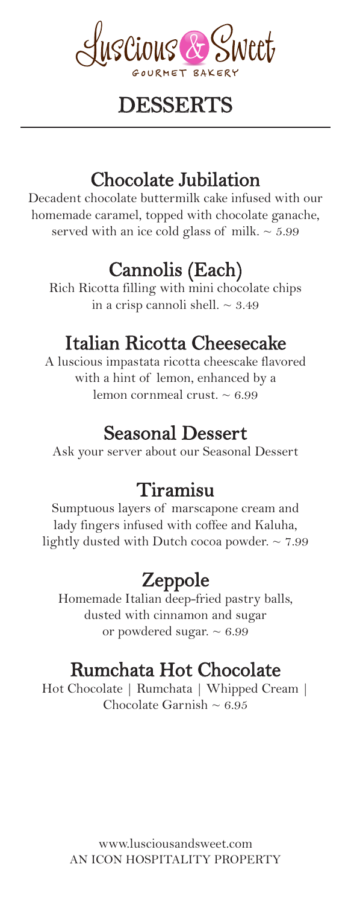Luscious & Sweet

GOURMET BAKERY

# DESSERTS

## Chocolate Jubilation

Decadent chocolate buttermilk cake infused with our homemade caramel, topped with chocolate ganache, served with an ice cold glass of milk. ~ 5.99

## Cannolis (Each)

Rich Ricotta filling with mini chocolate chips in a crisp cannoli shell. ~ 3.49

## Italian Ricotta Cheesecake

A luscious impastata ricotta cheescake flavored with a hint of lemon, enhanced by a lemon cornmeal crust. ~ 6.99

## Seasonal Dessert

Ask your server about our Seasonal Dessert

## Tiramisu

Sumptuous layers of marscapone cream and lady fingers infused with coffee and Kaluha, lightly dusted with Dutch cocoa powder. ~ 7.99

## Zeppole

Homemade Italian deep-fried pastry balls, dusted with cinnamon and sugar or powdered sugar. ~ 6.99

## Rumchata Hot Chocolate

Hot Chocolate | Rumchata | Whipped Cream | Chocolate Garnish ~ 6.95

www.lusciousandsweet.com
AN ICON HOSPITALITY PROPERTY